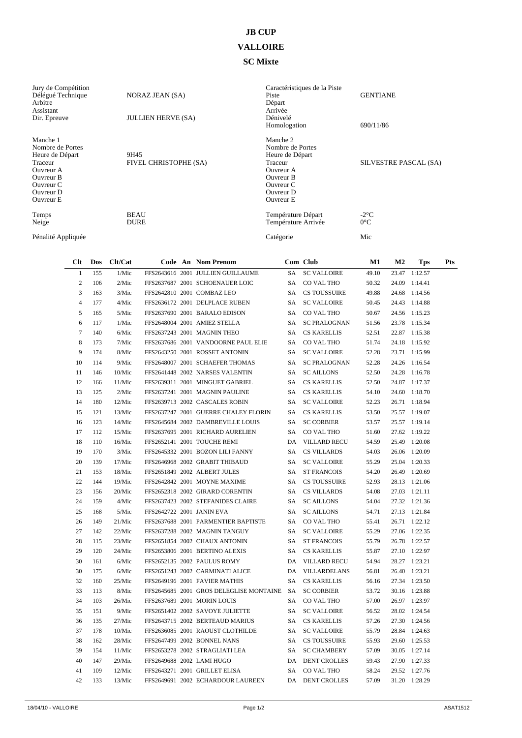# JB CUP

## VALLOIRE

### SC Mixte

| | | | |
|---|---|---|---|
| Jury de Compétition | | Caractéristiques de la Piste | |
| Délégué Technique | NORAZ JEAN (SA) | Piste | GENTIANE |
| Arbitre | | Départ | |
| Assistant | | Arrivée | |
| Dir. Epreuve | JULLIEN HERVE (SA) | Dénivelé | |
| | | Homologation | 690/11/86 |
| Manche 1 | | Manche 2 | |
| Nombre de Portes | | Nombre de Portes | |
| Heure de Départ | 9H45 | Heure de Départ | |
| Traceur | FIVEL CHRISTOPHE (SA) | Traceur | SILVESTRE PASCAL (SA) |
| Ouvreur A | | Ouvreur A | |
| Ouvreur B | | Ouvreur B | |
| Ouvreur C | | Ouvreur C | |
| Ouvreur D | | Ouvreur D | |
| Ouvreur E | | Ouvreur E | |
| Temps | BEAU | Température Départ | -2°C |
| Neige | DURE | Température Arrivée | 0°C |
| Pénalité Appliquée | | Catégorie | Mic |

| Clt | Dos | Clt/Cat | Code | An | Nom Prenom | Com | Club | M1 | M2 | Tps | Pts |
|---|---|---|---|---|---|---|---|---|---|---|---|
| 1 | 155 | 1/Mic | FFS2643616 | 2001 | JULLIEN GUILLAUME | SA | SC VALLOIRE | 49.10 | 23.47 | 1:12.57 | |
| 2 | 106 | 2/Mic | FFS2637687 | 2001 | SCHOENAUER LOIC | SA | CO VAL THO | 50.32 | 24.09 | 1:14.41 | |
| 3 | 163 | 3/Mic | FFS2642810 | 2001 | COMBAZ LEO | SA | CS TOUSSUIRE | 49.88 | 24.68 | 1:14.56 | |
| 4 | 177 | 4/Mic | FFS2636172 | 2001 | DELPLACE RUBEN | SA | SC VALLOIRE | 50.45 | 24.43 | 1:14.88 | |
| 5 | 165 | 5/Mic | FFS2637690 | 2001 | BARALO EDISON | SA | CO VAL THO | 50.67 | 24.56 | 1:15.23 | |
| 6 | 117 | 1/Mic | FFS2648004 | 2001 | AMIEZ STELLA | SA | SC PRALOGNAN | 51.56 | 23.78 | 1:15.34 | |
| 7 | 140 | 6/Mic | FFS2637243 | 2001 | MAGNIN THEO | SA | CS KARELLIS | 52.51 | 22.87 | 1:15.38 | |
| 8 | 173 | 7/Mic | FFS2637686 | 2001 | VANDOORNE PAUL ELIE | SA | CO VAL THO | 51.74 | 24.18 | 1:15.92 | |
| 9 | 174 | 8/Mic | FFS2643250 | 2001 | ROSSET ANTONIN | SA | SC VALLOIRE | 52.28 | 23.71 | 1:15.99 | |
| 10 | 114 | 9/Mic | FFS2648007 | 2001 | SCHAEFER THOMAS | SA | SC PRALOGNAN | 52.28 | 24.26 | 1:16.54 | |
| 11 | 146 | 10/Mic | FFS2641448 | 2002 | NARSES VALENTIN | SA | SC AILLONS | 52.50 | 24.28 | 1:16.78 | |
| 12 | 166 | 11/Mic | FFS2639311 | 2001 | MINGUET GABRIEL | SA | CS KARELLIS | 52.50 | 24.87 | 1:17.37 | |
| 13 | 125 | 2/Mic | FFS2637241 | 2001 | MAGNIN PAULINE | SA | CS KARELLIS | 54.10 | 24.60 | 1:18.70 | |
| 14 | 180 | 12/Mic | FFS2639713 | 2002 | CASCALES ROBIN | SA | SC VALLOIRE | 52.23 | 26.71 | 1:18.94 | |
| 15 | 121 | 13/Mic | FFS2637247 | 2001 | GUERRE CHALEY FLORIN | SA | CS KARELLIS | 53.50 | 25.57 | 1:19.07 | |
| 16 | 123 | 14/Mic | FFS2645684 | 2002 | DAMBREVILLE LOUIS | SA | SC CORBIER | 53.57 | 25.57 | 1:19.14 | |
| 17 | 112 | 15/Mic | FFS2637695 | 2001 | RICHARD AURELIEN | SA | CO VAL THO | 51.60 | 27.62 | 1:19.22 | |
| 18 | 110 | 16/Mic | FFS2652141 | 2001 | TOUCHE REMI | DA | VILLARD RECU | 54.59 | 25.49 | 1:20.08 | |
| 19 | 170 | 3/Mic | FFS2645332 | 2001 | BOZON LILI FANNY | SA | CS VILLARDS | 54.03 | 26.06 | 1:20.09 | |
| 20 | 139 | 17/Mic | FFS2646968 | 2002 | GRABIT THIBAUD | SA | SC VALLOIRE | 55.29 | 25.04 | 1:20.33 | |
| 21 | 153 | 18/Mic | FFS2651849 | 2002 | ALBERT JULES | SA | ST FRANCOIS | 54.20 | 26.49 | 1:20.69 | |
| 22 | 144 | 19/Mic | FFS2642842 | 2001 | MOYNE MAXIME | SA | CS TOUSSUIRE | 52.93 | 28.13 | 1:21.06 | |
| 23 | 156 | 20/Mic | FFS2652318 | 2002 | GIRARD CORENTIN | SA | CS VILLARDS | 54.08 | 27.03 | 1:21.11 | |
| 24 | 159 | 4/Mic | FFS2637423 | 2002 | STEFANIDES CLAIRE | SA | SC AILLONS | 54.04 | 27.32 | 1:21.36 | |
| 25 | 168 | 5/Mic | FFS2642722 | 2001 | JANIN EVA | SA | SC AILLONS | 54.71 | 27.13 | 1:21.84 | |
| 26 | 149 | 21/Mic | FFS2637688 | 2001 | PARMENTIER BAPTISTE | SA | CO VAL THO | 55.41 | 26.71 | 1:22.12 | |
| 27 | 142 | 22/Mic | FFS2637288 | 2002 | MAGNIN TANGUY | SA | SC VALLOIRE | 55.29 | 27.06 | 1:22.35 | |
| 28 | 115 | 23/Mic | FFS2651854 | 2002 | CHAUX ANTONIN | SA | ST FRANCOIS | 55.79 | 26.78 | 1:22.57 | |
| 29 | 120 | 24/Mic | FFS2653806 | 2001 | BERTINO ALEXIS | SA | CS KARELLIS | 55.87 | 27.10 | 1:22.97 | |
| 30 | 161 | 6/Mic | FFS2652135 | 2002 | PAULUS ROMY | DA | VILLARD RECU | 54.94 | 28.27 | 1:23.21 | |
| 30 | 175 | 6/Mic | FFS2651243 | 2002 | CARMINATI ALICE | DA | VILLARDELANS | 56.81 | 26.40 | 1:23.21 | |
| 32 | 160 | 25/Mic | FFS2649196 | 2001 | FAVIER MATHIS | SA | CS KARELLIS | 56.16 | 27.34 | 1:23.50 | |
| 33 | 113 | 8/Mic | FFS2645685 | 2001 | GROS DELEGLISE MONTAINE | SA | SC CORBIER | 53.72 | 30.16 | 1:23.88 | |
| 34 | 103 | 26/Mic | FFS2637689 | 2001 | MORIN LOUIS | SA | CO VAL THO | 57.00 | 26.97 | 1:23.97 | |
| 35 | 151 | 9/Mic | FFS2651402 | 2002 | SAVOYE JULIETTE | SA | SC VALLOIRE | 56.52 | 28.02 | 1:24.54 | |
| 36 | 135 | 27/Mic | FFS2643715 | 2002 | BERTEAUD MARIUS | SA | CS KARELLIS | 57.26 | 27.30 | 1:24.56 | |
| 37 | 178 | 10/Mic | FFS2636085 | 2001 | RAOUST CLOTHILDE | SA | SC VALLOIRE | 55.79 | 28.84 | 1:24.63 | |
| 38 | 162 | 28/Mic | FFS2647499 | 2002 | BONNEL NANS | SA | CS TOUSSUIRE | 55.93 | 29.60 | 1:25.53 | |
| 39 | 154 | 11/Mic | FFS2653278 | 2002 | STRAGLIATI LEA | SA | SC CHAMBERY | 57.09 | 30.05 | 1:27.14 | |
| 40 | 147 | 29/Mic | FFS2649688 | 2002 | LAMI HUGO | DA | DENT CROLLES | 59.43 | 27.90 | 1:27.33 | |
| 41 | 109 | 12/Mic | FFS2643271 | 2001 | GRILLET ELISA | SA | CO VAL THO | 58.24 | 29.52 | 1:27.76 | |
| 42 | 133 | 13/Mic | FFS2649691 | 2002 | ECHARDOUR LAUREEN | DA | DENT CROLLES | 57.09 | 31.20 | 1:28.29 | |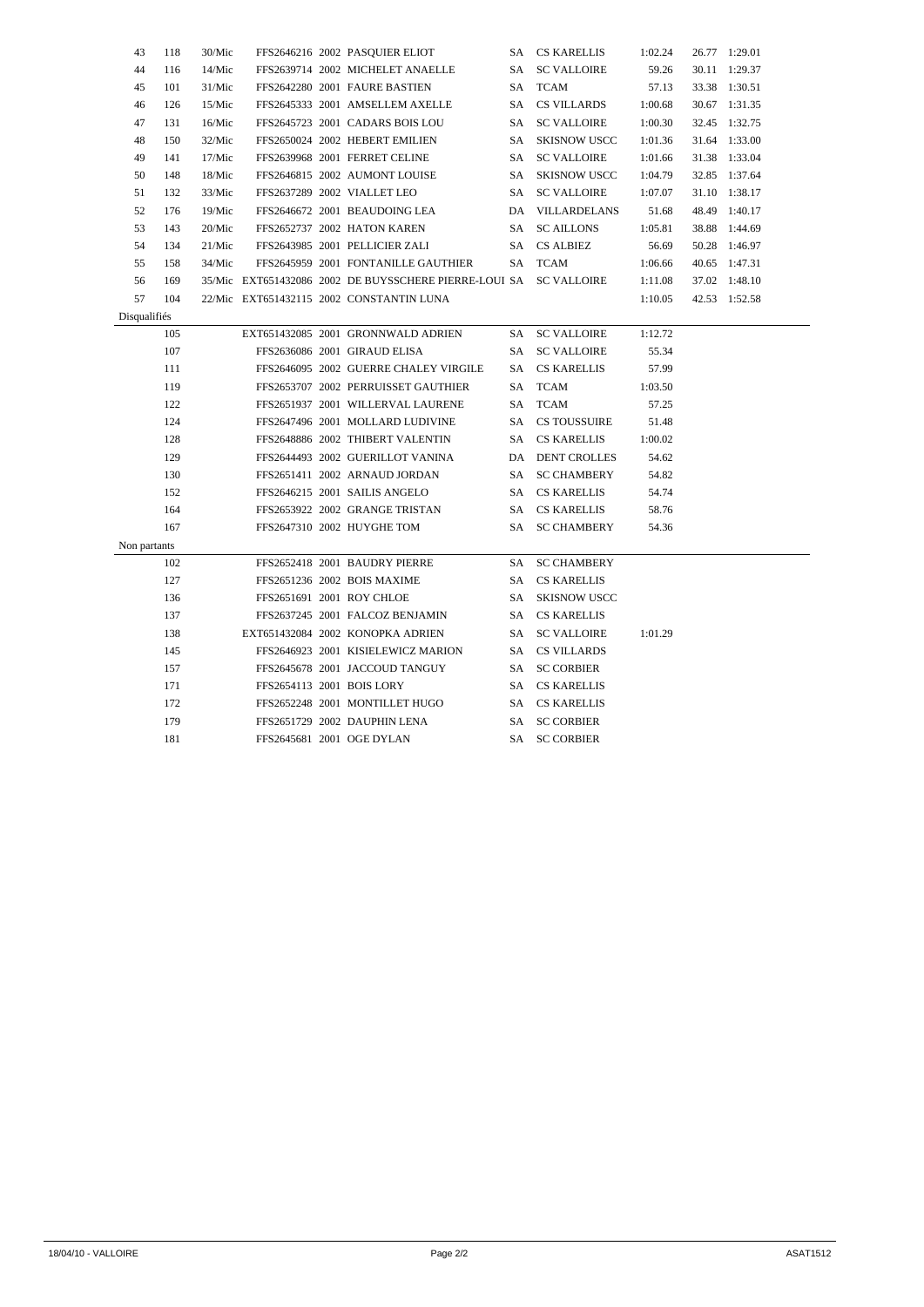| | | | | | | | | | | | |
|---|---|---|---|---|---|---|---|---|---|---|---|
| 43 | 118 | 30/Mic | FFS2646216 | 2002 | PASQUIER ELIOT | SA | CS KARELLIS | 1:02.24 | 26.77 | 1:29.01 |
| 44 | 116 | 14/Mic | FFS2639714 | 2002 | MICHELET ANAELLE | SA | SC VALLOIRE | 59.26 | 30.11 | 1:29.37 |
| 45 | 101 | 31/Mic | FFS2642280 | 2001 | FAURE BASTIEN | SA | TCAM | 57.13 | 33.38 | 1:30.51 |
| 46 | 126 | 15/Mic | FFS2645333 | 2001 | AMSELLEM AXELLE | SA | CS VILLARDS | 1:00.68 | 30.67 | 1:31.35 |
| 47 | 131 | 16/Mic | FFS2645723 | 2001 | CADARS BOIS LOU | SA | SC VALLOIRE | 1:00.30 | 32.45 | 1:32.75 |
| 48 | 150 | 32/Mic | FFS2650024 | 2002 | HEBERT EMILIEN | SA | SKISNOW USCC | 1:01.36 | 31.64 | 1:33.00 |
| 49 | 141 | 17/Mic | FFS2639968 | 2001 | FERRET CELINE | SA | SC VALLOIRE | 1:01.66 | 31.38 | 1:33.04 |
| 50 | 148 | 18/Mic | FFS2646815 | 2002 | AUMONT LOUISE | SA | SKISNOW USCC | 1:04.79 | 32.85 | 1:37.64 |
| 51 | 132 | 33/Mic | FFS2637289 | 2002 | VIALLET LEO | SA | SC VALLOIRE | 1:07.07 | 31.10 | 1:38.17 |
| 52 | 176 | 19/Mic | FFS2646672 | 2001 | BEAUDOING LEA | DA | VILLARDELANS | 51.68 | 48.49 | 1:40.17 |
| 53 | 143 | 20/Mic | FFS2652737 | 2002 | HATON KAREN | SA | SC AILLONS | 1:05.81 | 38.88 | 1:44.69 |
| 54 | 134 | 21/Mic | FFS2643985 | 2001 | PELLICIER ZALI | SA | CS ALBIEZ | 56.69 | 50.28 | 1:46.97 |
| 55 | 158 | 34/Mic | FFS2645959 | 2001 | FONTANILLE GAUTHIER | SA | TCAM | 1:06.66 | 40.65 | 1:47.31 |
| 56 | 169 | 35/Mic | EXT651432086 | 2002 | DE BUYSSCHERE PIERRE-LOUI | SA | SC VALLOIRE | 1:11.08 | 37.02 | 1:48.10 |
| 57 | 104 | 22/Mic | EXT651432115 | 2002 | CONSTANTIN LUNA | | | 1:10.05 | 42.53 | 1:52.58 |

Disqualifiés

| | | | | | | | |
|---|---|---|---|---|---|---|---|
| 105 | EXT651432085 | 2001 | GRONNWALD ADRIEN | SA | SC VALLOIRE | 1:12.72 |
| 107 | FFS2636086 | 2001 | GIRAUD ELISA | SA | SC VALLOIRE | 55.34 |
| 111 | FFS2646095 | 2002 | GUERRE CHALEY VIRGILE | SA | CS KARELLIS | 57.99 |
| 119 | FFS2653707 | 2002 | PERRUISSET GAUTHIER | SA | TCAM | 1:03.50 |
| 122 | FFS2651937 | 2001 | WILLERVAL LAURENE | SA | TCAM | 57.25 |
| 124 | FFS2647496 | 2001 | MOLLARD LUDIVINE | SA | CS TOUSSUIRE | 51.48 |
| 128 | FFS2648886 | 2002 | THIBERT VALENTIN | SA | CS KARELLIS | 1:00.02 |
| 129 | FFS2644493 | 2002 | GUERILLOT VANINA | DA | DENT CROLLES | 54.62 |
| 130 | FFS2651411 | 2002 | ARNAUD JORDAN | SA | SC CHAMBERY | 54.82 |
| 152 | FFS2646215 | 2001 | SAILIS ANGELO | SA | CS KARELLIS | 54.74 |
| 164 | FFS2653922 | 2002 | GRANGE TRISTAN | SA | CS KARELLIS | 58.76 |
| 167 | FFS2647310 | 2002 | HUYGHE TOM | SA | SC CHAMBERY | 54.36 |

Non partants

| | | | | | | |
|---|---|---|---|---|---|---|
| 102 | FFS2652418 | 2001 | BAUDRY PIERRE | SA | SC CHAMBERY | |
| 127 | FFS2651236 | 2002 | BOIS MAXIME | SA | CS KARELLIS | |
| 136 | FFS2651691 | 2001 | ROY CHLOE | SA | SKISNOW USCC | |
| 137 | FFS2637245 | 2001 | FALCOZ BENJAMIN | SA | CS KARELLIS | |
| 138 | EXT651432084 | 2002 | KONOPKA ADRIEN | SA | SC VALLOIRE | 1:01.29 |
| 145 | FFS2646923 | 2001 | KISIELEWICZ MARION | SA | CS VILLARDS | |
| 157 | FFS2645678 | 2001 | JACCOUD TANGUY | SA | SC CORBIER | |
| 171 | FFS2654113 | 2001 | BOIS LORY | SA | CS KARELLIS | |
| 172 | FFS2652248 | 2001 | MONTILLET HUGO | SA | CS KARELLIS | |
| 179 | FFS2651729 | 2002 | DAUPHIN LENA | SA | SC CORBIER | |
| 181 | FFS2645681 | 2001 | OGE DYLAN | SA | SC CORBIER | |

18/04/10 - VALLOIRE ASAT1512